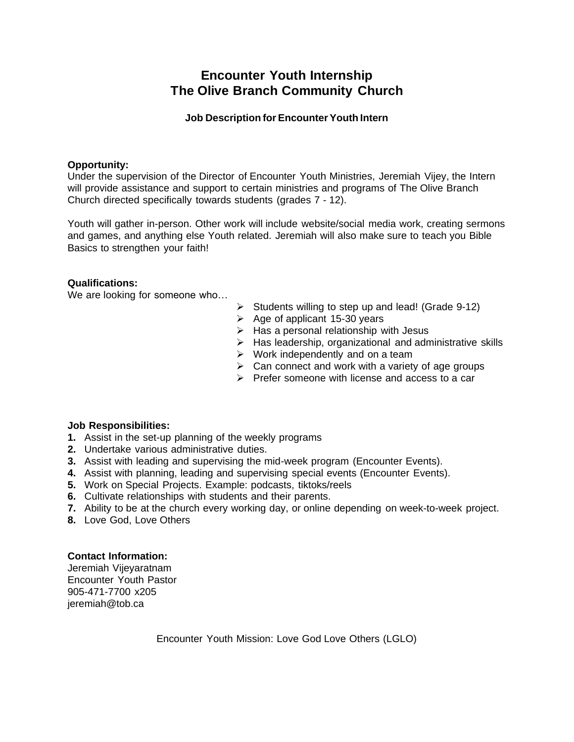# Encounter Youth Internship
# The Olive Branch Community Church

### Job Description for Encounter Youth Intern

**Opportunity:**
Under the supervision of the Director of Encounter Youth Ministries, Jeremiah Vijey, the Intern will provide assistance and support to certain ministries and programs of The Olive Branch Church directed specifically towards students (grades 7 - 12).

Youth will gather in-person. Other work will include website/social media work, creating sermons and games, and anything else Youth related. Jeremiah will also make sure to teach you Bible Basics to strengthen your faith!

**Qualifications:**
We are looking for someone who…

- Students willing to step up and lead! (Grade 9-12)
- Age of applicant 15-30 years
- Has a personal relationship with Jesus
- Has leadership, organizational and administrative skills
- Work independently and on a team
- Can connect and work with a variety of age groups
- Prefer someone with license and access to a car

**Job Responsibilities:**
1. Assist in the set-up planning of the weekly programs
2. Undertake various administrative duties.
3. Assist with leading and supervising the mid-week program (Encounter Events).
4. Assist with planning, leading and supervising special events (Encounter Events).
5. Work on Special Projects. Example: podcasts, tiktoks/reels
6. Cultivate relationships with students and their parents.
7. Ability to be at the church every working day, or online depending on week-to-week project.
8. Love God, Love Others

**Contact Information:**
Jeremiah Vijeyaratnam
Encounter Youth Pastor
905-471-7700 x205
jeremiah@tob.ca

Encounter Youth Mission: Love God Love Others (LGLO)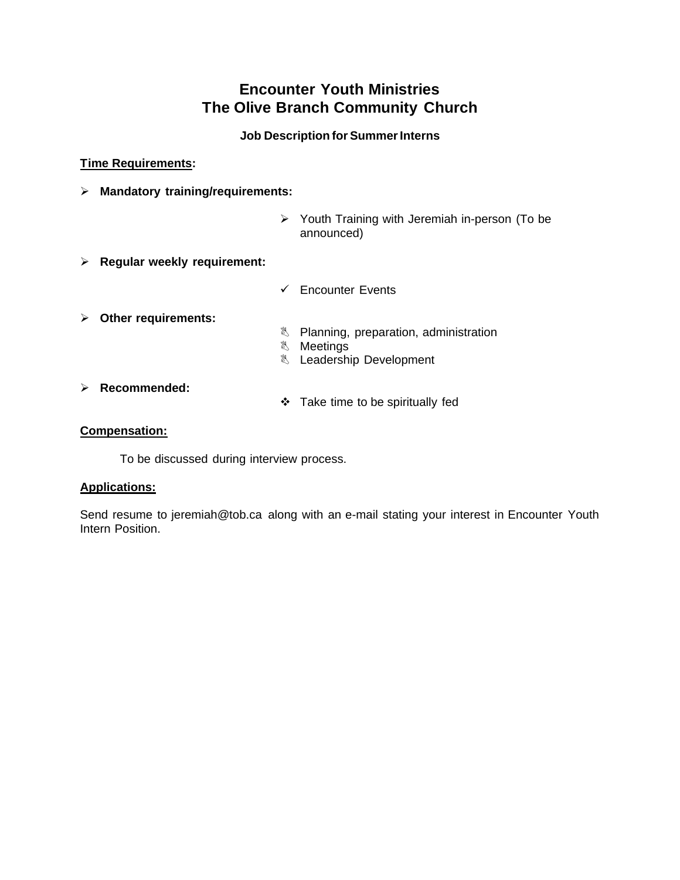# Encounter Youth Ministries
# The Olive Branch Community Church

### Job Description for Summer Interns

**Time Requirements:**

- **Mandatory training/requirements:**
  - Youth Training with Jeremiah in-person (To be announced)
- **Regular weekly requirement:**
  - ✓ Encounter Events
- **Other requirements:**
  - Planning, preparation, administration
  - Meetings
  - Leadership Development
- **Recommended:**
  - Take time to be spiritually fed

**Compensation:**

To be discussed during interview process.

**Applications:**

Send resume to jeremiah@tob.ca along with an e-mail stating your interest in Encounter Youth Intern Position.